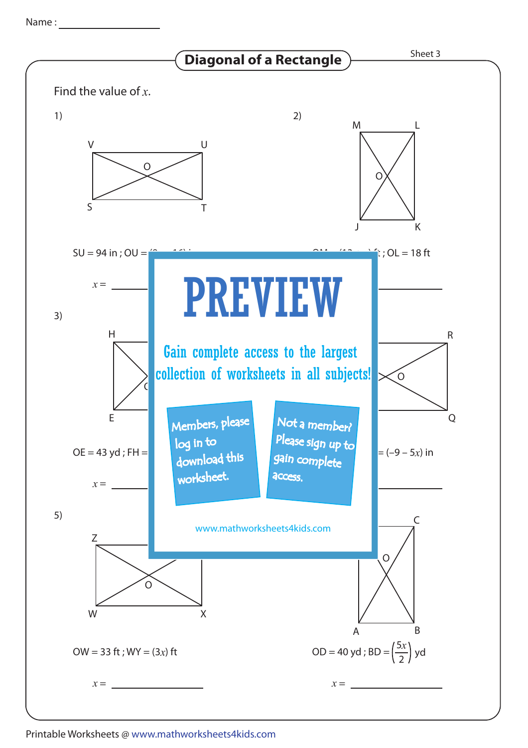Name : ________________

# Diagonal of a Rectangle

Sheet 3

Find the value of $x$.

1)

V U
O
S T

SU = 94 in ; OU = (9... − 16) i...

$x$ = ____________

2)

M L
O
J K

OM = (13... ...) ft ; OL = 18 ft

____________

3)

H
O
E

OE = 43 yd ; FH = ...

$x$ = ____________

4)

R
O
Q

... = (−9 − 5$x$) in

____________

# PREVIEW

Gain complete access to the largest collection of worksheets in all subjects!

Members, please log in to download this worksheet.

Not a member? Please sign up to gain complete access.

www.mathworksheets4kids.com

5)

Z
O
W X

OW = 33 ft ; WY = (3$x$) ft

$x$ = ____________

6)

C
O
A B

OD = 40 yd ; BD = $\left(\frac{5x}{2}\right)$ yd

$x$ = ____________

Printable Worksheets @ www.mathworksheets4kids.com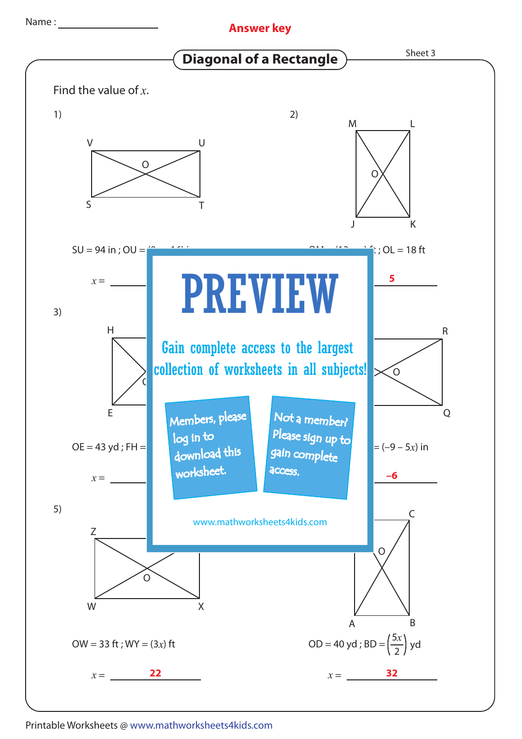Name : ____________________

**Answer key**

## Diagonal of a Rectangle

Sheet 3

Find the value of $x$.

1)

V U O S T

SU = 94 in ; OU = (9 ... 16) i...

$x$ = ______

2)

M L O J K

OM = (13 ... ) ft ; OL = 18 ft

$x$ = **5**

3)

H O E

OE = 43 yd ; FH = ...

$x$ = ______

R O Q

... = $(-9 - 5x)$ in

$x$ = **–6**

**PREVIEW**

Gain complete access to the largest collection of worksheets in all subjects!

Members, please log in to download this worksheet.

Not a member? Please sign up to gain complete access.

www.mathworksheets4kids.com

5)

Z O W X

OW = 33 ft ; WY = $(3x)$ ft

$x$ = **22**

C O A B

OD = 40 yd ; BD = $\left(\frac{5x}{2}\right)$ yd

$x$ = **32**

Printable Worksheets @ www.mathworksheets4kids.com